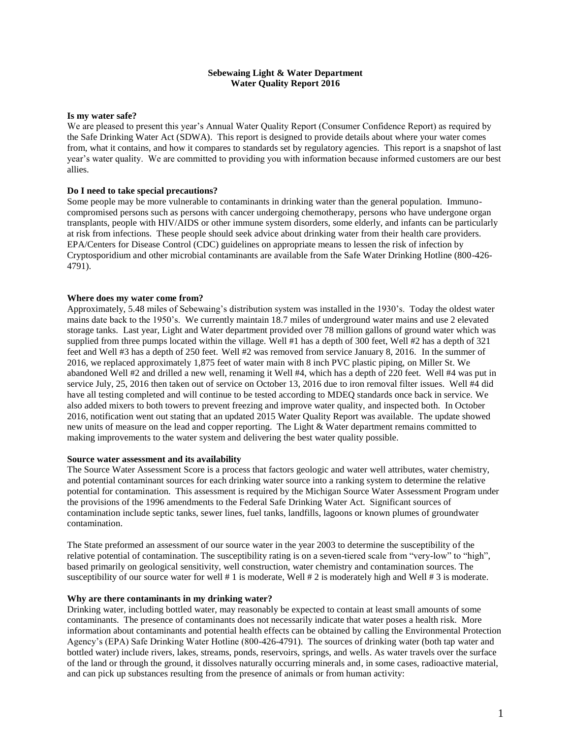# Sebewaing Light & Water Department
# Water Quality Report 2016

**Is my water safe?**

We are pleased to present this year's Annual Water Quality Report (Consumer Confidence Report) as required by the Safe Drinking Water Act (SDWA). This report is designed to provide details about where your water comes from, what it contains, and how it compares to standards set by regulatory agencies. This report is a snapshot of last year's water quality. We are committed to providing you with information because informed customers are our best allies.

**Do I need to take special precautions?**

Some people may be more vulnerable to contaminants in drinking water than the general population. Immuno-compromised persons such as persons with cancer undergoing chemotherapy, persons who have undergone organ transplants, people with HIV/AIDS or other immune system disorders, some elderly, and infants can be particularly at risk from infections. These people should seek advice about drinking water from their health care providers. EPA/Centers for Disease Control (CDC) guidelines on appropriate means to lessen the risk of infection by Cryptosporidium and other microbial contaminants are available from the Safe Water Drinking Hotline (800-426-4791).

**Where does my water come from?**

Approximately, 5.48 miles of Sebewaing's distribution system was installed in the 1930's. Today the oldest water mains date back to the 1950's. We currently maintain 18.7 miles of underground water mains and use 2 elevated storage tanks. Last year, Light and Water department provided over 78 million gallons of ground water which was supplied from three pumps located within the village. Well #1 has a depth of 300 feet, Well #2 has a depth of 321 feet and Well #3 has a depth of 250 feet. Well #2 was removed from service January 8, 2016. In the summer of 2016, we replaced approximately 1,875 feet of water main with 8 inch PVC plastic piping, on Miller St. We abandoned Well #2 and drilled a new well, renaming it Well #4, which has a depth of 220 feet. Well #4 was put in service July, 25, 2016 then taken out of service on October 13, 2016 due to iron removal filter issues. Well #4 did have all testing completed and will continue to be tested according to MDEQ standards once back in service. We also added mixers to both towers to prevent freezing and improve water quality, and inspected both. In October 2016, notification went out stating that an updated 2015 Water Quality Report was available. The update showed new units of measure on the lead and copper reporting. The Light & Water department remains committed to making improvements to the water system and delivering the best water quality possible.

**Source water assessment and its availability**

The Source Water Assessment Score is a process that factors geologic and water well attributes, water chemistry, and potential contaminant sources for each drinking water source into a ranking system to determine the relative potential for contamination. This assessment is required by the Michigan Source Water Assessment Program under the provisions of the 1996 amendments to the Federal Safe Drinking Water Act. Significant sources of contamination include septic tanks, sewer lines, fuel tanks, landfills, lagoons or known plumes of groundwater contamination.

The State preformed an assessment of our source water in the year 2003 to determine the susceptibility of the relative potential of contamination. The susceptibility rating is on a seven-tiered scale from "very-low" to "high", based primarily on geological sensitivity, well construction, water chemistry and contamination sources. The susceptibility of our source water for well # 1 is moderate, Well # 2 is moderately high and Well # 3 is moderate.

**Why are there contaminants in my drinking water?**

Drinking water, including bottled water, may reasonably be expected to contain at least small amounts of some contaminants. The presence of contaminants does not necessarily indicate that water poses a health risk. More information about contaminants and potential health effects can be obtained by calling the Environmental Protection Agency's (EPA) Safe Drinking Water Hotline (800-426-4791). The sources of drinking water (both tap water and bottled water) include rivers, lakes, streams, ponds, reservoirs, springs, and wells. As water travels over the surface of the land or through the ground, it dissolves naturally occurring minerals and, in some cases, radioactive material, and can pick up substances resulting from the presence of animals or from human activity: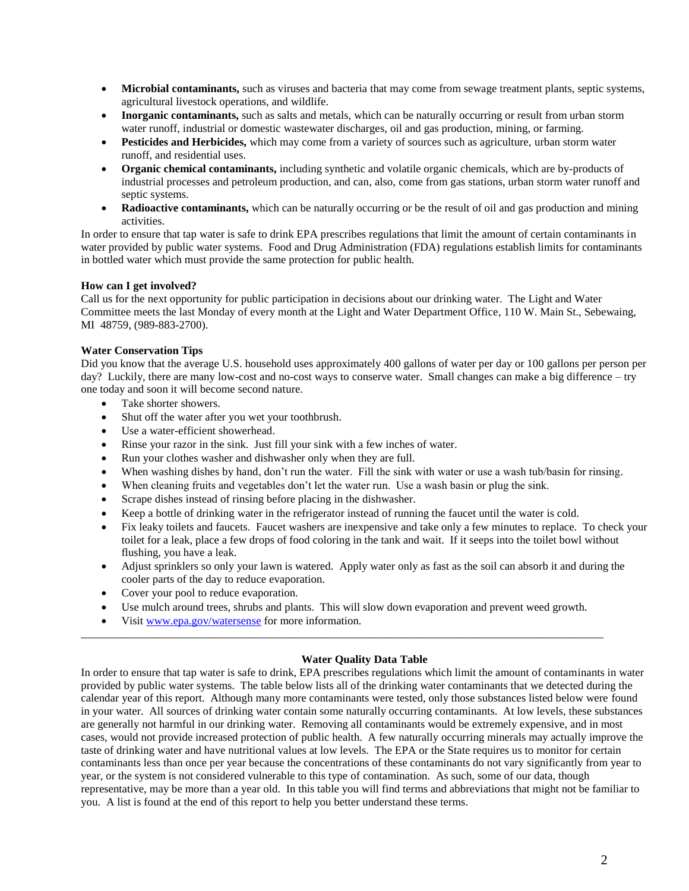- **Microbial contaminants,** such as viruses and bacteria that may come from sewage treatment plants, septic systems, agricultural livestock operations, and wildlife.
- **Inorganic contaminants,** such as salts and metals, which can be naturally occurring or result from urban storm water runoff, industrial or domestic wastewater discharges, oil and gas production, mining, or farming.
- **Pesticides and Herbicides,** which may come from a variety of sources such as agriculture, urban storm water runoff, and residential uses.
- **Organic chemical contaminants,** including synthetic and volatile organic chemicals, which are by-products of industrial processes and petroleum production, and can, also, come from gas stations, urban storm water runoff and septic systems.
- **Radioactive contaminants,** which can be naturally occurring or be the result of oil and gas production and mining activities.

In order to ensure that tap water is safe to drink EPA prescribes regulations that limit the amount of certain contaminants in water provided by public water systems. Food and Drug Administration (FDA) regulations establish limits for contaminants in bottled water which must provide the same protection for public health.

**How can I get involved?**

Call us for the next opportunity for public participation in decisions about our drinking water. The Light and Water Committee meets the last Monday of every month at the Light and Water Department Office, 110 W. Main St., Sebewaing, MI 48759, (989-883-2700).

**Water Conservation Tips**

Did you know that the average U.S. household uses approximately 400 gallons of water per day or 100 gallons per person per day? Luckily, there are many low-cost and no-cost ways to conserve water. Small changes can make a big difference – try one today and soon it will become second nature.

- Take shorter showers.
- Shut off the water after you wet your toothbrush.
- Use a water-efficient showerhead.
- Rinse your razor in the sink. Just fill your sink with a few inches of water.
- Run your clothes washer and dishwasher only when they are full.
- When washing dishes by hand, don't run the water. Fill the sink with water or use a wash tub/basin for rinsing.
- When cleaning fruits and vegetables don't let the water run. Use a wash basin or plug the sink.
- Scrape dishes instead of rinsing before placing in the dishwasher.
- Keep a bottle of drinking water in the refrigerator instead of running the faucet until the water is cold.
- Fix leaky toilets and faucets. Faucet washers are inexpensive and take only a few minutes to replace. To check your toilet for a leak, place a few drops of food coloring in the tank and wait. If it seeps into the toilet bowl without flushing, you have a leak.
- Adjust sprinklers so only your lawn is watered. Apply water only as fast as the soil can absorb it and during the cooler parts of the day to reduce evaporation.
- Cover your pool to reduce evaporation.
- Use mulch around trees, shrubs and plants. This will slow down evaporation and prevent weed growth.
- Visit www.epa.gov/watersense for more information.

---

**Water Quality Data Table**

In order to ensure that tap water is safe to drink, EPA prescribes regulations which limit the amount of contaminants in water provided by public water systems. The table below lists all of the drinking water contaminants that we detected during the calendar year of this report. Although many more contaminants were tested, only those substances listed below were found in your water. All sources of drinking water contain some naturally occurring contaminants. At low levels, these substances are generally not harmful in our drinking water. Removing all contaminants would be extremely expensive, and in most cases, would not provide increased protection of public health. A few naturally occurring minerals may actually improve the taste of drinking water and have nutritional values at low levels. The EPA or the State requires us to monitor for certain contaminants less than once per year because the concentrations of these contaminants do not vary significantly from year to year, or the system is not considered vulnerable to this type of contamination. As such, some of our data, though representative, may be more than a year old. In this table you will find terms and abbreviations that might not be familiar to you. A list is found at the end of this report to help you better understand these terms.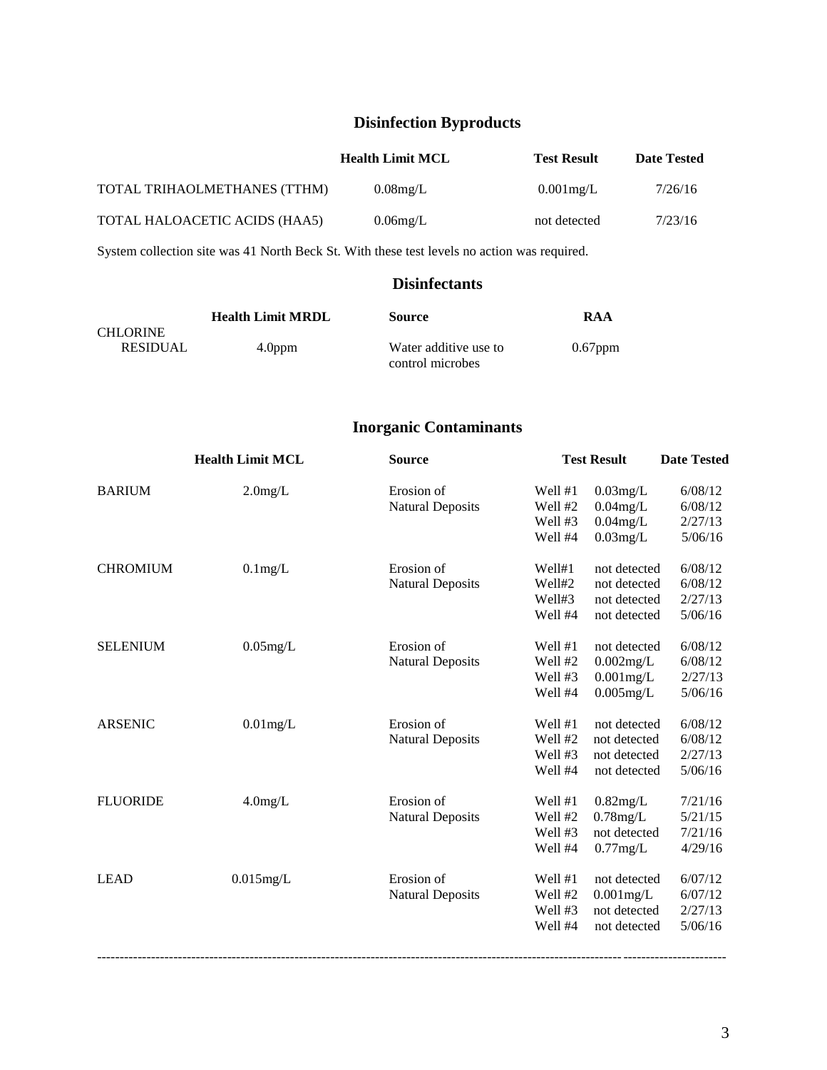## Disinfection Byproducts

| | Health Limit MCL | Test Result | Date Tested |
|---|---|---|---|
| TOTAL TRIHAOLMETHANES (TTHM) | 0.08mg/L | 0.001mg/L | 7/26/16 |
| TOTAL HALOACETIC ACIDS (HAA5) | 0.06mg/L | not detected | 7/23/16 |

System collection site was 41 North Beck St. With these test levels no action was required.

## Disinfectants

| | Health Limit MRDL | Source | RAA |
|---|---|---|---|
| CHLORINE RESIDUAL | 4.0ppm | Water additive use to control microbes | 0.67ppm |

## Inorganic Contaminants

| | Health Limit MCL | Source | Test Result | | Date Tested |
|---|---|---|---|---|---|
| BARIUM | 2.0mg/L | Erosion of Natural Deposits | Well #1 | 0.03mg/L | 6/08/12 |
| | | | Well #2 | 0.04mg/L | 6/08/12 |
| | | | Well #3 | 0.04mg/L | 2/27/13 |
| | | | Well #4 | 0.03mg/L | 5/06/16 |
| CHROMIUM | 0.1mg/L | Erosion of Natural Deposits | Well#1 | not detected | 6/08/12 |
| | | | Well#2 | not detected | 6/08/12 |
| | | | Well#3 | not detected | 2/27/13 |
| | | | Well #4 | not detected | 5/06/16 |
| SELENIUM | 0.05mg/L | Erosion of Natural Deposits | Well #1 | not detected | 6/08/12 |
| | | | Well #2 | 0.002mg/L | 6/08/12 |
| | | | Well #3 | 0.001mg/L | 2/27/13 |
| | | | Well #4 | 0.005mg/L | 5/06/16 |
| ARSENIC | 0.01mg/L | Erosion of Natural Deposits | Well #1 | not detected | 6/08/12 |
| | | | Well #2 | not detected | 6/08/12 |
| | | | Well #3 | not detected | 2/27/13 |
| | | | Well #4 | not detected | 5/06/16 |
| FLUORIDE | 4.0mg/L | Erosion of Natural Deposits | Well #1 | 0.82mg/L | 7/21/16 |
| | | | Well #2 | 0.78mg/L | 5/21/15 |
| | | | Well #3 | not detected | 7/21/16 |
| | | | Well #4 | 0.77mg/L | 4/29/16 |
| LEAD | 0.015mg/L | Erosion of Natural Deposits | Well #1 | not detected | 6/07/12 |
| | | | Well #2 | 0.001mg/L | 6/07/12 |
| | | | Well #3 | not detected | 2/27/13 |
| | | | Well #4 | not detected | 5/06/16 |

---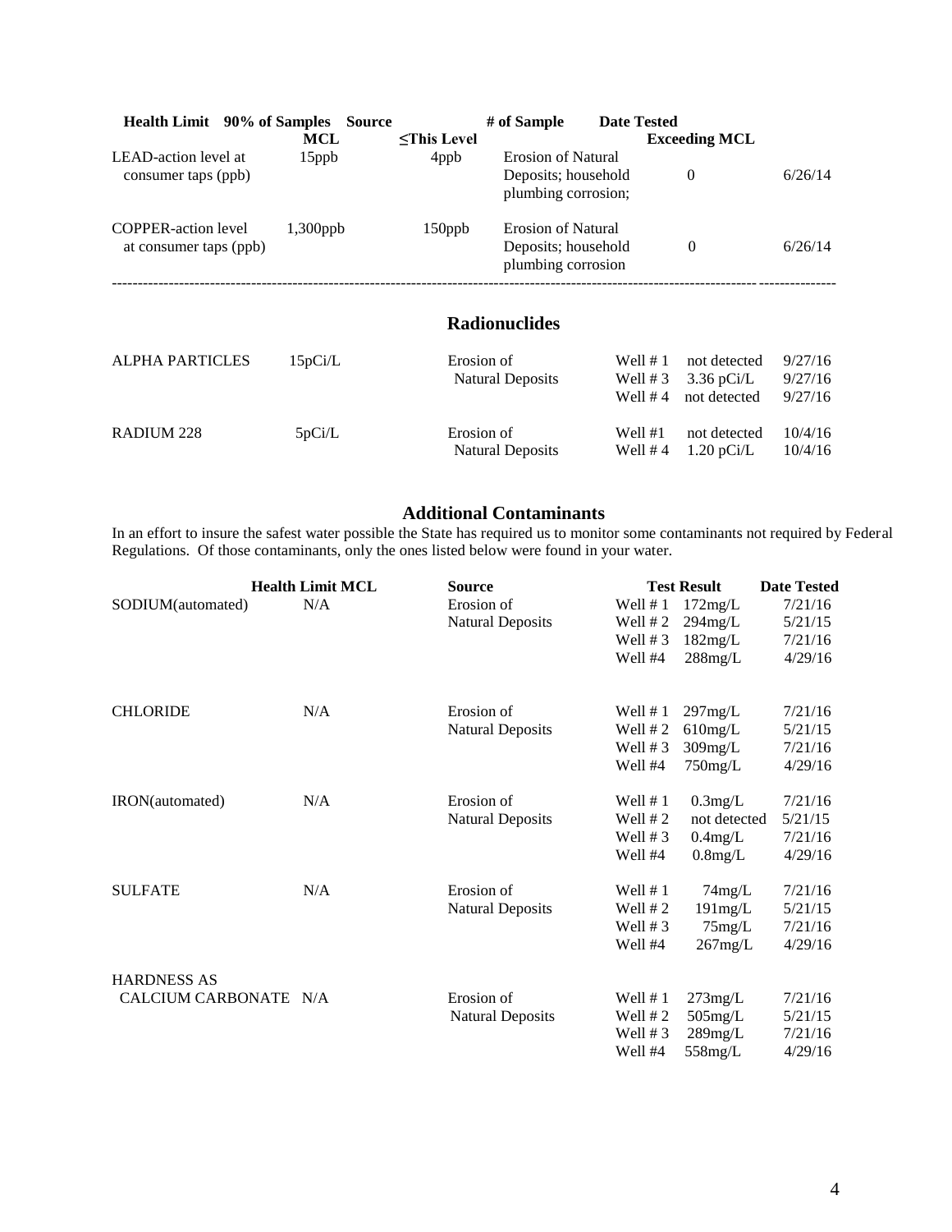| Health Limit | 90% of Samples MCL | Source ≤This Level | # of Sample | Date Tested Exceeding MCL | |
|---|---|---|---|---|---|
| LEAD-action level at consumer taps (ppb) | 15ppb | 4ppb | Erosion of Natural Deposits; household plumbing corrosion; | 0 | 6/26/14 |
| COPPER-action level at consumer taps (ppb) | 1,300ppb | 150ppb | Erosion of Natural Deposits; household plumbing corrosion | 0 | 6/26/14 |

## Radionuclides

| | | | | | |
|---|---|---|---|---|---|
| ALPHA PARTICLES | 15pCi/L | Erosion of Natural Deposits | Well # 1 | not detected | 9/27/16 |
| | | | Well # 3 | 3.36 pCi/L | 9/27/16 |
| | | | Well # 4 | not detected | 9/27/16 |
| RADIUM 228 | 5pCi/L | Erosion of Natural Deposits | Well #1 | not detected | 10/4/16 |
| | | | Well # 4 | 1.20 pCi/L | 10/4/16 |

## Additional Contaminants

In an effort to insure the safest water possible the State has required us to monitor some contaminants not required by Federal Regulations. Of those contaminants, only the ones listed below were found in your water.

| | Health Limit MCL | Source | Test Result | | Date Tested |
|---|---|---|---|---|---|
| SODIUM(automated) | N/A | Erosion of Natural Deposits | Well # 1 | 172mg/L | 7/21/16 |
| | | | Well # 2 | 294mg/L | 5/21/15 |
| | | | Well # 3 | 182mg/L | 7/21/16 |
| | | | Well #4 | 288mg/L | 4/29/16 |
| CHLORIDE | N/A | Erosion of Natural Deposits | Well # 1 | 297mg/L | 7/21/16 |
| | | | Well # 2 | 610mg/L | 5/21/15 |
| | | | Well # 3 | 309mg/L | 7/21/16 |
| | | | Well #4 | 750mg/L | 4/29/16 |
| IRON(automated) | N/A | Erosion of Natural Deposits | Well # 1 | 0.3mg/L | 7/21/16 |
| | | | Well # 2 | not detected | 5/21/15 |
| | | | Well # 3 | 0.4mg/L | 7/21/16 |
| | | | Well #4 | 0.8mg/L | 4/29/16 |
| SULFATE | N/A | Erosion of Natural Deposits | Well # 1 | 74mg/L | 7/21/16 |
| | | | Well # 2 | 191mg/L | 5/21/15 |
| | | | Well # 3 | 75mg/L | 7/21/16 |
| | | | Well #4 | 267mg/L | 4/29/16 |
| HARDNESS AS CALCIUM CARBONATE | N/A | Erosion of Natural Deposits | Well # 1 | 273mg/L | 7/21/16 |
| | | | Well # 2 | 505mg/L | 5/21/15 |
| | | | Well # 3 | 289mg/L | 7/21/16 |
| | | | Well #4 | 558mg/L | 4/29/16 |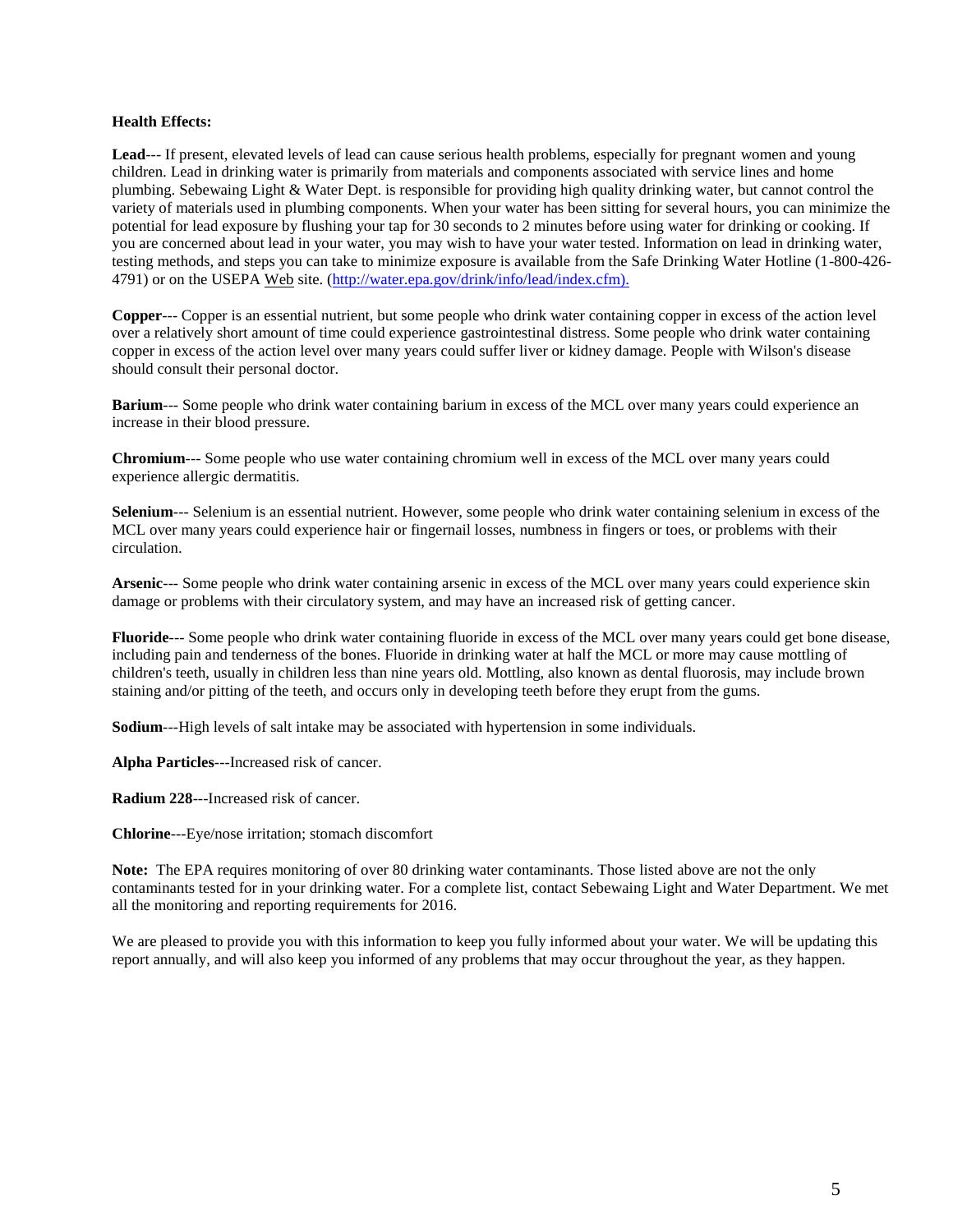**Health Effects:**

**Lead**--- If present, elevated levels of lead can cause serious health problems, especially for pregnant women and young children. Lead in drinking water is primarily from materials and components associated with service lines and home plumbing. Sebewaing Light & Water Dept. is responsible for providing high quality drinking water, but cannot control the variety of materials used in plumbing components. When your water has been sitting for several hours, you can minimize the potential for lead exposure by flushing your tap for 30 seconds to 2 minutes before using water for drinking or cooking. If you are concerned about lead in your water, you may wish to have your water tested. Information on lead in drinking water, testing methods, and steps you can take to minimize exposure is available from the Safe Drinking Water Hotline (1-800-426-4791) or on the USEPA Web site. (http://water.epa.gov/drink/info/lead/index.cfm).

**Copper**--- Copper is an essential nutrient, but some people who drink water containing copper in excess of the action level over a relatively short amount of time could experience gastrointestinal distress. Some people who drink water containing copper in excess of the action level over many years could suffer liver or kidney damage. People with Wilson's disease should consult their personal doctor.

**Barium**--- Some people who drink water containing barium in excess of the MCL over many years could experience an increase in their blood pressure.

**Chromium**--- Some people who use water containing chromium well in excess of the MCL over many years could experience allergic dermatitis.

**Selenium**--- Selenium is an essential nutrient. However, some people who drink water containing selenium in excess of the MCL over many years could experience hair or fingernail losses, numbness in fingers or toes, or problems with their circulation.

**Arsenic**--- Some people who drink water containing arsenic in excess of the MCL over many years could experience skin damage or problems with their circulatory system, and may have an increased risk of getting cancer.

**Fluoride**--- Some people who drink water containing fluoride in excess of the MCL over many years could get bone disease, including pain and tenderness of the bones. Fluoride in drinking water at half the MCL or more may cause mottling of children's teeth, usually in children less than nine years old. Mottling, also known as dental fluorosis, may include brown staining and/or pitting of the teeth, and occurs only in developing teeth before they erupt from the gums.

**Sodium**---High levels of salt intake may be associated with hypertension in some individuals.

**Alpha Particles**---Increased risk of cancer.

**Radium 228**---Increased risk of cancer.

**Chlorine**---Eye/nose irritation; stomach discomfort

**Note:** The EPA requires monitoring of over 80 drinking water contaminants. Those listed above are not the only contaminants tested for in your drinking water. For a complete list, contact Sebewaing Light and Water Department. We met all the monitoring and reporting requirements for 2016.

We are pleased to provide you with this information to keep you fully informed about your water. We will be updating this report annually, and will also keep you informed of any problems that may occur throughout the year, as they happen.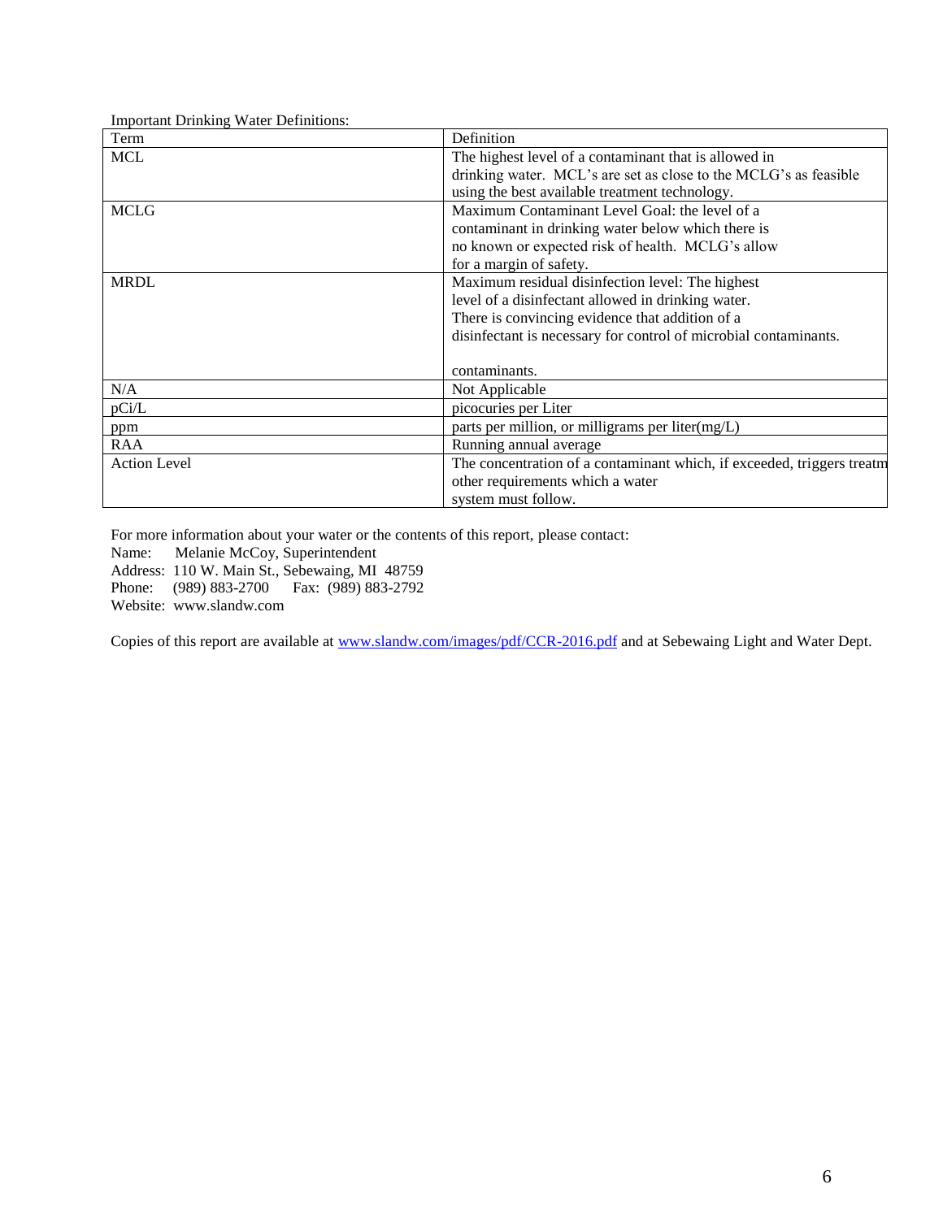Important Drinking Water Definitions:

| Term | Definition |
|---|---|
| MCL | The highest level of a contaminant that is allowed in drinking water. MCL's are set as close to the MCLG's as feasible using the best available treatment technology. |
| MCLG | Maximum Contaminant Level Goal: the level of a contaminant in drinking water below which there is no known or expected risk of health. MCLG's allow for a margin of safety. |
| MRDL | Maximum residual disinfection level: The highest level of a disinfectant allowed in drinking water. There is convincing evidence that addition of a disinfectant is necessary for control of microbial contaminants.<br><br>contaminants. |
| N/A | Not Applicable |
| pCi/L | picocuries per Liter |
| ppm | parts per million, or milligrams per liter(mg/L) |
| RAA | Running annual average |
| Action Level | The concentration of a contaminant which, if exceeded, triggers treatm other requirements which a water system must follow. |

For more information about your water or the contents of this report, please contact:
Name: Melanie McCoy, Superintendent
Address: 110 W. Main St., Sebewaing, MI 48759
Phone: (989) 883-2700 Fax: (989) 883-2792
Website: www.slandw.com

Copies of this report are available at www.slandw.com/images/pdf/CCR-2016.pdf and at Sebewaing Light and Water Dept.